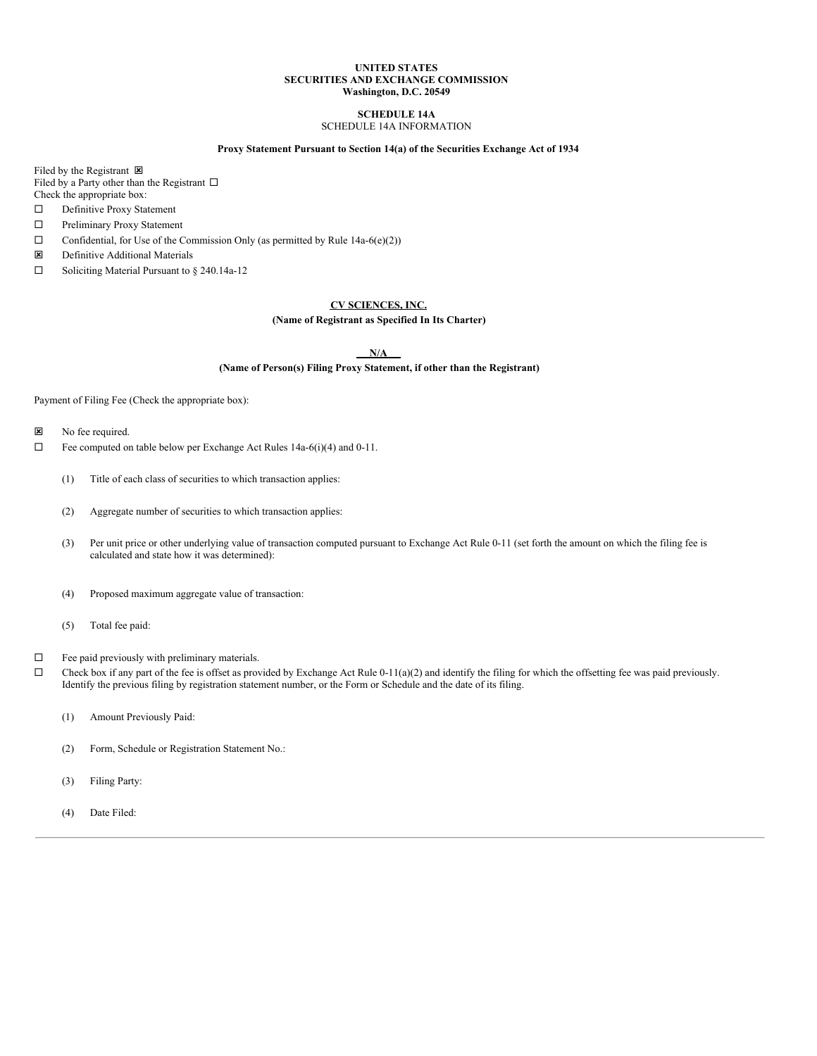**UNITED STATES**
**SECURITIES AND EXCHANGE COMMISSION**
**Washington, D.C. 20549**

**SCHEDULE 14A**
SCHEDULE 14A INFORMATION

**Proxy Statement Pursuant to Section 14(a) of the Securities Exchange Act of 1934**

Filed by the Registrant ☒
Filed by a Party other than the Registrant ☐
Check the appropriate box:

☐ Definitive Proxy Statement

☐ Preliminary Proxy Statement

☐ Confidential, for Use of the Commission Only (as permitted by Rule 14a-6(e)(2))

☒ Definitive Additional Materials

☐ Soliciting Material Pursuant to § 240.14a-12

**CV SCIENCES, INC.**
**(Name of Registrant as Specified In Its Charter)**

**N/A**
**(Name of Person(s) Filing Proxy Statement, if other than the Registrant)**

Payment of Filing Fee (Check the appropriate box):

☒ No fee required.

☐ Fee computed on table below per Exchange Act Rules 14a-6(i)(4) and 0-11.

(1) Title of each class of securities to which transaction applies:

(2) Aggregate number of securities to which transaction applies:

(3) Per unit price or other underlying value of transaction computed pursuant to Exchange Act Rule 0-11 (set forth the amount on which the filing fee is calculated and state how it was determined):

(4) Proposed maximum aggregate value of transaction:

(5) Total fee paid:

☐ Fee paid previously with preliminary materials.

☐ Check box if any part of the fee is offset as provided by Exchange Act Rule 0-11(a)(2) and identify the filing for which the offsetting fee was paid previously. Identify the previous filing by registration statement number, or the Form or Schedule and the date of its filing.

(1) Amount Previously Paid:

(2) Form, Schedule or Registration Statement No.:

(3) Filing Party:

(4) Date Filed: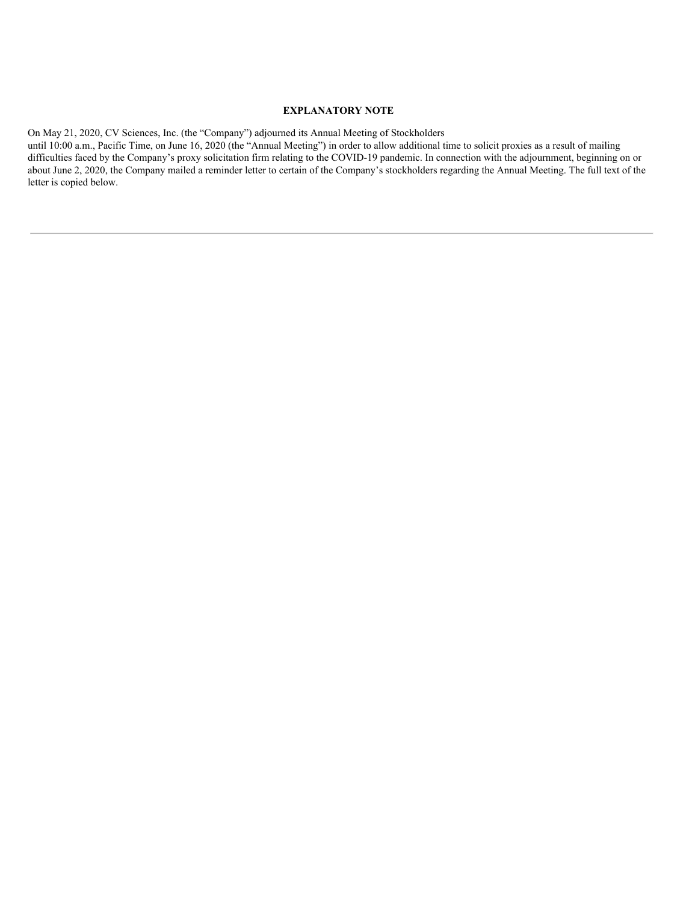## EXPLANATORY NOTE

On May 21, 2020, CV Sciences, Inc. (the "Company") adjourned its Annual Meeting of Stockholders until 10:00 a.m., Pacific Time, on June 16, 2020 (the "Annual Meeting") in order to allow additional time to solicit proxies as a result of mailing difficulties faced by the Company's proxy solicitation firm relating to the COVID-19 pandemic. In connection with the adjournment, beginning on or about June 2, 2020, the Company mailed a reminder letter to certain of the Company's stockholders regarding the Annual Meeting. The full text of the letter is copied below.

---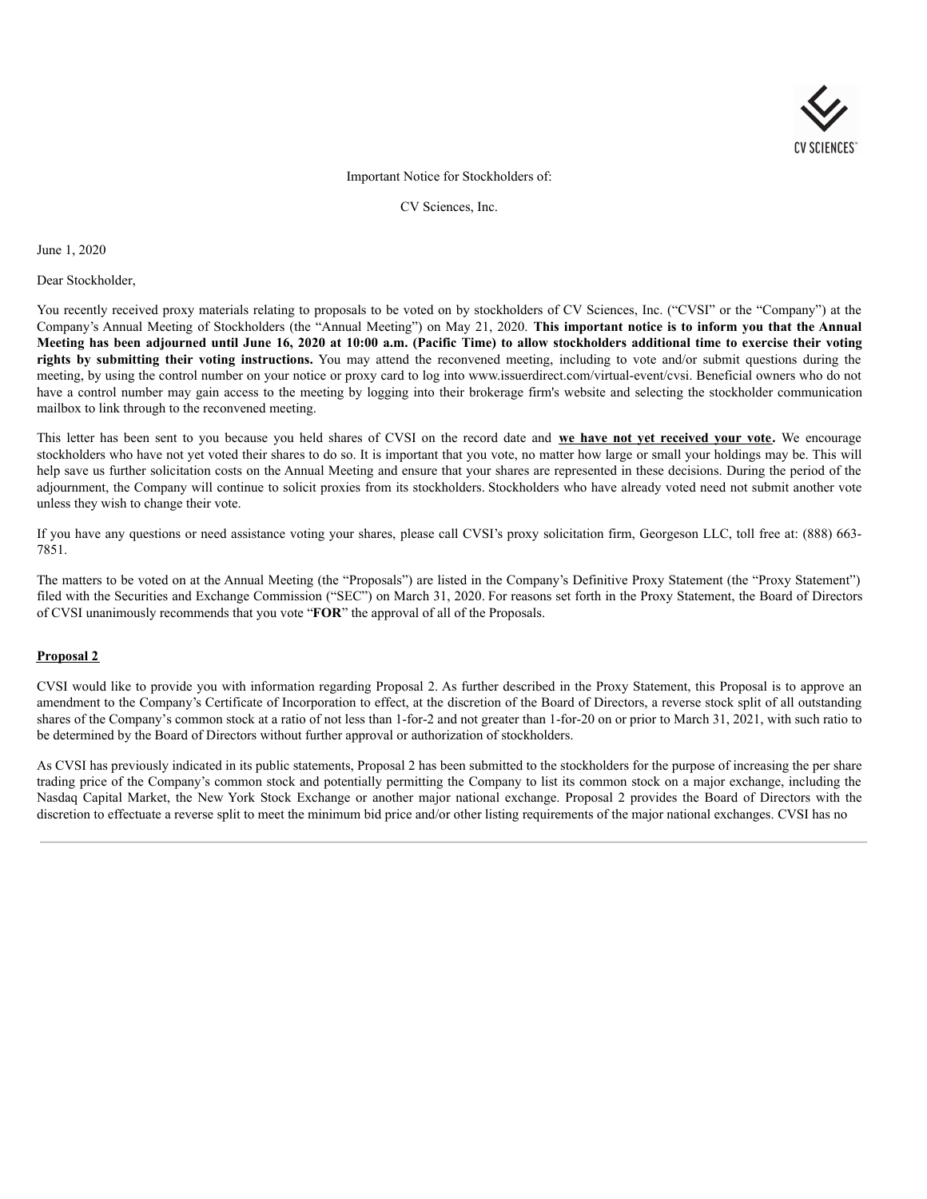Important Notice for Stockholders of:

CV Sciences, Inc.

June 1, 2020

Dear Stockholder,

You recently received proxy materials relating to proposals to be voted on by stockholders of CV Sciences, Inc. ("CVSI" or the "Company") at the Company's Annual Meeting of Stockholders (the "Annual Meeting") on May 21, 2020. **This important notice is to inform you that the Annual Meeting has been adjourned until June 16, 2020 at 10:00 a.m. (Pacific Time) to allow stockholders additional time to exercise their voting rights by submitting their voting instructions.** You may attend the reconvened meeting, including to vote and/or submit questions during the meeting, by using the control number on your notice or proxy card to log into www.issuerdirect.com/virtual-event/cvsi. Beneficial owners who do not have a control number may gain access to the meeting by logging into their brokerage firm's website and selecting the stockholder communication mailbox to link through to the reconvened meeting.

This letter has been sent to you because you held shares of CVSI on the record date and **we have not yet received your vote.** We encourage stockholders who have not yet voted their shares to do so. It is important that you vote, no matter how large or small your holdings may be. This will help save us further solicitation costs on the Annual Meeting and ensure that your shares are represented in these decisions. During the period of the adjournment, the Company will continue to solicit proxies from its stockholders. Stockholders who have already voted need not submit another vote unless they wish to change their vote.

If you have any questions or need assistance voting your shares, please call CVSI's proxy solicitation firm, Georgeson LLC, toll free at: (888) 663-7851.

The matters to be voted on at the Annual Meeting (the "Proposals") are listed in the Company's Definitive Proxy Statement (the "Proxy Statement") filed with the Securities and Exchange Commission ("SEC") on March 31, 2020. For reasons set forth in the Proxy Statement, the Board of Directors of CVSI unanimously recommends that you vote "**FOR**" the approval of all of the Proposals.

**Proposal 2**

CVSI would like to provide you with information regarding Proposal 2. As further described in the Proxy Statement, this Proposal is to approve an amendment to the Company's Certificate of Incorporation to effect, at the discretion of the Board of Directors, a reverse stock split of all outstanding shares of the Company's common stock at a ratio of not less than 1-for-2 and not greater than 1-for-20 on or prior to March 31, 2021, with such ratio to be determined by the Board of Directors without further approval or authorization of stockholders.

As CVSI has previously indicated in its public statements, Proposal 2 has been submitted to the stockholders for the purpose of increasing the per share trading price of the Company's common stock and potentially permitting the Company to list its common stock on a major exchange, including the Nasdaq Capital Market, the New York Stock Exchange or another major national exchange. Proposal 2 provides the Board of Directors with the discretion to effectuate a reverse split to meet the minimum bid price and/or other listing requirements of the major national exchanges. CVSI has no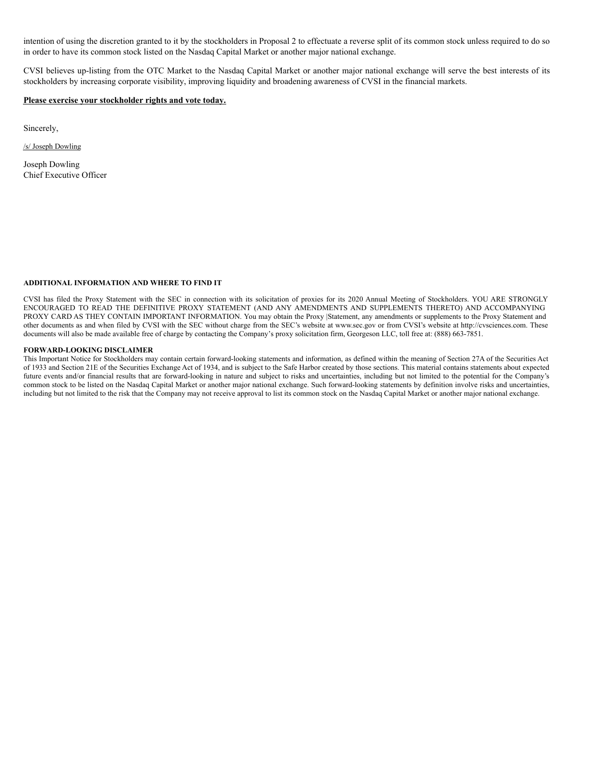intention of using the discretion granted to it by the stockholders in Proposal 2 to effectuate a reverse split of its common stock unless required to do so in order to have its common stock listed on the Nasdaq Capital Market or another major national exchange.

CVSI believes up-listing from the OTC Market to the Nasdaq Capital Market or another major national exchange will serve the best interests of its stockholders by increasing corporate visibility, improving liquidity and broadening awareness of CVSI in the financial markets.

**Please exercise your stockholder rights and vote today.**

Sincerely,

/s/ Joseph Dowling

Joseph Dowling
Chief Executive Officer

**ADDITIONAL INFORMATION AND WHERE TO FIND IT**

CVSI has filed the Proxy Statement with the SEC in connection with its solicitation of proxies for its 2020 Annual Meeting of Stockholders. YOU ARE STRONGLY ENCOURAGED TO READ THE DEFINITIVE PROXY STATEMENT (AND ANY AMENDMENTS AND SUPPLEMENTS THERETO) AND ACCOMPANYING PROXY CARD AS THEY CONTAIN IMPORTANT INFORMATION. You may obtain the Proxy |Statement, any amendments or supplements to the Proxy Statement and other documents as and when filed by CVSI with the SEC without charge from the SEC's website at www.sec.gov or from CVSI's website at http://cvsciences.com. These documents will also be made available free of charge by contacting the Company's proxy solicitation firm, Georgeson LLC, toll free at: (888) 663-7851.

**FORWARD-LOOKING DISCLAIMER**

This Important Notice for Stockholders may contain certain forward-looking statements and information, as defined within the meaning of Section 27A of the Securities Act of 1933 and Section 21E of the Securities Exchange Act of 1934, and is subject to the Safe Harbor created by those sections. This material contains statements about expected future events and/or financial results that are forward-looking in nature and subject to risks and uncertainties, including but not limited to the potential for the Company's common stock to be listed on the Nasdaq Capital Market or another major national exchange. Such forward-looking statements by definition involve risks and uncertainties, including but not limited to the risk that the Company may not receive approval to list its common stock on the Nasdaq Capital Market or another major national exchange.